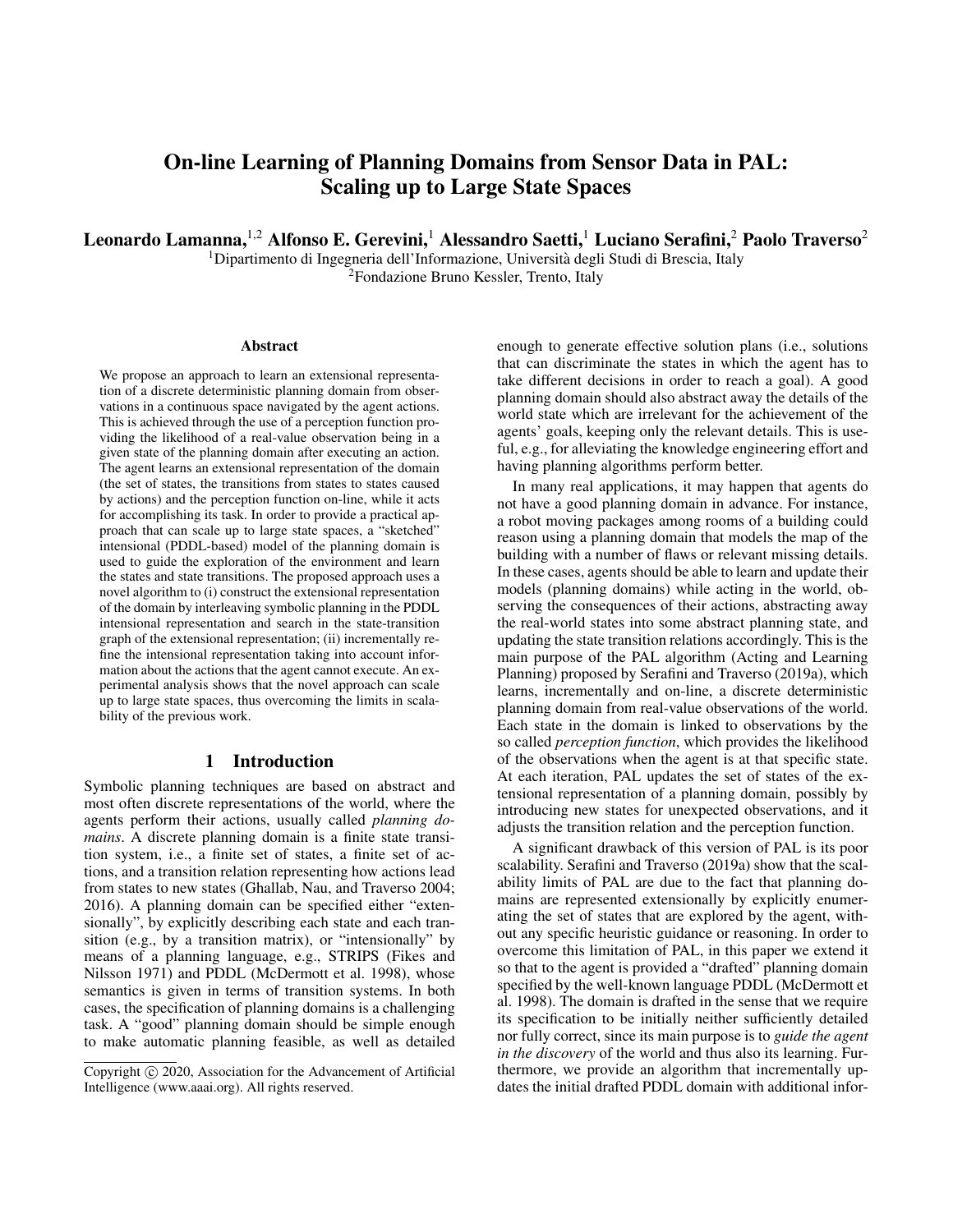# On-line Learning of Planning Domains from Sensor Data in PAL: Scaling up to Large State Spaces

**Leonardo Lamanna,[1,2] Alfonso E. Gerevini,[1] Alessandro Saetti,[1] Luciano Serafini,[2] Paolo Traverso[2]**

[1]Dipartimento di Ingegneria dell'Informazione, Università degli Studi di Brescia, Italy
[2]Fondazione Bruno Kessler, Trento, Italy

## Abstract

We propose an approach to learn an extensional representation of a discrete deterministic planning domain from observations in a continuous space navigated by the agent actions. This is achieved through the use of a perception function providing the likelihood of a real-value observation being in a given state of the planning domain after executing an action. The agent learns an extensional representation of the domain (the set of states, the transitions from states to states caused by actions) and the perception function on-line, while it acts for accomplishing its task. In order to provide a practical approach that can scale up to large state spaces, a "sketched" intensional (PDDL-based) model of the planning domain is used to guide the exploration of the environment and learn the states and state transitions. The proposed approach uses a novel algorithm to (i) construct the extensional representation of the domain by interleaving symbolic planning in the PDDL intensional representation and search in the state-transition graph of the extensional representation; (ii) incrementally refine the intensional representation taking into account information about the actions that the agent cannot execute. An experimental analysis shows that the novel approach can scale up to large state spaces, thus overcoming the limits in scalability of the previous work.

## 1 Introduction

Symbolic planning techniques are based on abstract and most often discrete representations of the world, where the agents perform their actions, usually called *planning domains*. A discrete planning domain is a finite state transition system, i.e., a finite set of states, a finite set of actions, and a transition relation representing how actions lead from states to new states (Ghallab, Nau, and Traverso 2004; 2016). A planning domain can be specified either "extensionally", by explicitly describing each state and each transition (e.g., by a transition matrix), or "intensionally" by means of a planning language, e.g., STRIPS (Fikes and Nilsson 1971) and PDDL (McDermott et al. 1998), whose semantics is given in terms of transition systems. In both cases, the specification of planning domains is a challenging task. A "good" planning domain should be simple enough to make automatic planning feasible, as well as detailed enough to generate effective solution plans (i.e., solutions that can discriminate the states in which the agent has to take different decisions in order to reach a goal). A good planning domain should also abstract away the details of the world state which are irrelevant for the achievement of the agents' goals, keeping only the relevant details. This is useful, e.g., for alleviating the knowledge engineering effort and having planning algorithms perform better.

In many real applications, it may happen that agents do not have a good planning domain in advance. For instance, a robot moving packages among rooms of a building could reason using a planning domain that models the map of the building with a number of flaws or relevant missing details. In these cases, agents should be able to learn and update their models (planning domains) while acting in the world, observing the consequences of their actions, abstracting away the real-world states into some abstract planning state, and updating the state transition relations accordingly. This is the main purpose of the PAL algorithm (Acting and Learning Planning) proposed by Serafini and Traverso (2019a), which learns, incrementally and on-line, a discrete deterministic planning domain from real-value observations of the world. Each state in the domain is linked to observations by the so called *perception function*, which provides the likelihood of the observations when the agent is at that specific state. At each iteration, PAL updates the set of states of the extensional representation of a planning domain, possibly by introducing new states for unexpected observations, and it adjusts the transition relation and the perception function.

A significant drawback of this version of PAL is its poor scalability. Serafini and Traverso (2019a) show that the scalability limits of PAL are due to the fact that planning domains are represented extensionally by explicitly enumerating the set of states that are explored by the agent, without any specific heuristic guidance or reasoning. In order to overcome this limitation of PAL, in this paper we extend it so that to the agent is provided a "drafted" planning domain specified by the well-known language PDDL (McDermott et al. 1998). The domain is drafted in the sense that we require its specification to be initially neither sufficiently detailed nor fully correct, since its main purpose is to *guide the agent in the discovery* of the world and thus also its learning. Furthermore, we provide an algorithm that incrementally updates the initial drafted PDDL domain with additional infor-

Copyright © 2020, Association for the Advancement of Artificial Intelligence (www.aaai.org). All rights reserved.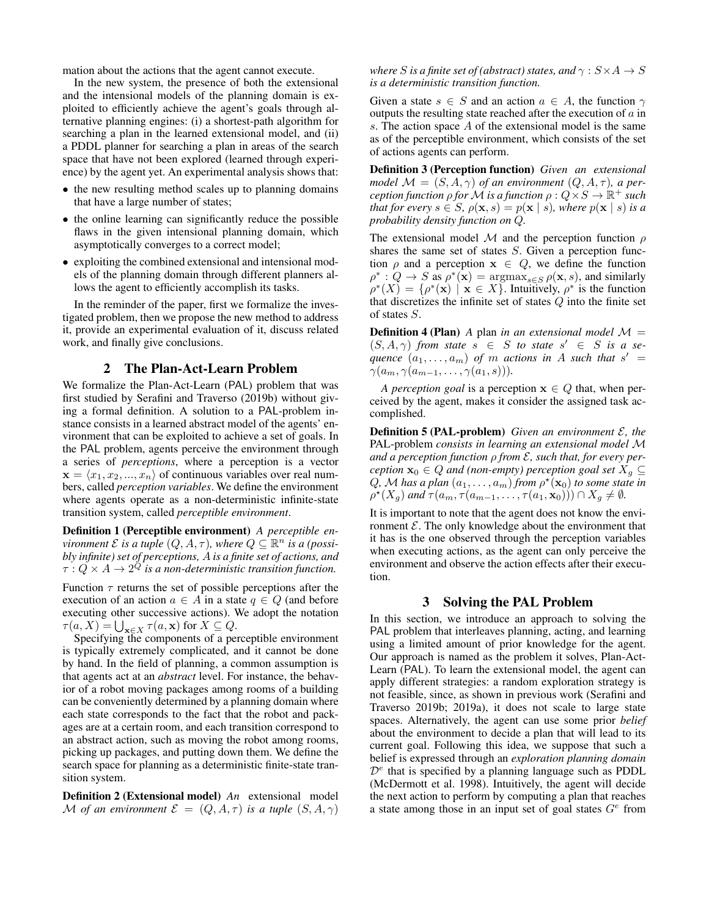mation about the actions that the agent cannot execute.

In the new system, the presence of both the extensional and the intensional models of the planning domain is exploited to efficiently achieve the agent's goals through alternative planning engines: (i) a shortest-path algorithm for searching a plan in the learned extensional model, and (ii) a PDDL planner for searching a plan in areas of the search space that have not been explored (learned through experience) by the agent yet. An experimental analysis shows that:

- the new resulting method scales up to planning domains that have a large number of states;
- the online learning can significantly reduce the possible flaws in the given intensional planning domain, which asymptotically converges to a correct model;
- exploiting the combined extensional and intensional models of the planning domain through different planners allows the agent to efficiently accomplish its tasks.

In the reminder of the paper, first we formalize the investigated problem, then we propose the new method to address it, provide an experimental evaluation of it, discuss related work, and finally give conclusions.

## 2 The Plan-Act-Learn Problem

We formalize the Plan-Act-Learn (PAL) problem that was first studied by Serafini and Traverso (2019b) without giving a formal definition. A solution to a PAL-problem instance consists in a learned abstract model of the agents' environment that can be exploited to achieve a set of goals. In the PAL problem, agents perceive the environment through a series of *perceptions*, where a perception is a vector $\mathbf{x} = \langle x_1, x_2, ..., x_n \rangle$ of continuous variables over real numbers, called *perception variables*. We define the environment where agents operate as a non-deterministic infinite-state transition system, called *perceptible environment*.

**Definition 1 (Perceptible environment)** *A perceptible environment $\mathcal{E}$ is a tuple $(Q, A, \tau)$, where $Q \subseteq \mathbb{R}^n$ is a (possibly infinite) set of perceptions, $A$ is a finite set of actions, and $\tau : Q \times A \to 2^Q$ is a non-deterministic transition function.*

Function $\tau$ returns the set of possible perceptions after the execution of an action $a \in A$ in a state $q \in Q$ (and before executing other successive actions). We adopt the notation $\tau(a, X) = \bigcup_{\mathbf{x} \in X} \tau(a, \mathbf{x})$ for $X \subseteq Q$.

Specifying the components of a perceptible environment is typically extremely complicated, and it cannot be done by hand. In the field of planning, a common assumption is that agents act at an *abstract* level. For instance, the behavior of a robot moving packages among rooms of a building can be conveniently determined by a planning domain where each state corresponds to the fact that the robot and packages are at a certain room, and each transition correspond to an abstract action, such as moving the robot among rooms, picking up packages, and putting down them. We define the search space for planning as a deterministic finite-state transition system.

**Definition 2 (Extensional model)** *An extensional model $\mathcal{M}$ of an environment $\mathcal{E} = (Q, A, \tau)$ is a tuple $(S, A, \gamma)$ where $S$ is a finite set of (abstract) states, and $\gamma : S \times A \to S$ is a deterministic transition function.*

Given a state $s \in S$ and an action $a \in A$, the function $\gamma$ outputs the resulting state reached after the execution of $a$ in $s$. The action space $A$ of the extensional model is the same as of the perceptible environment, which consists of the set of actions agents can perform.

**Definition 3 (Perception function)** *Given an extensional model $\mathcal{M} = (S, A, \gamma)$ of an environment $(Q, A, \tau)$, a perception function $\rho$ for $\mathcal{M}$ is a function $\rho : Q \times S \to \mathbb{R}^+$ such that for every $s \in S$, $\rho(\mathbf{x}, s) = p(\mathbf{x} \mid s)$, where $p(\mathbf{x} \mid s)$ is a probability density function on $Q$.*

The extensional model $\mathcal{M}$ and the perception function $\rho$ shares the same set of states $S$. Given a perception function $\rho$ and a perception $\mathbf{x} \in Q$, we define the function $\rho^* : Q \to S$ as $\rho^*(\mathbf{x}) = \text{argmax}_{s \in S}\, \rho(\mathbf{x}, s)$, and similarly $\rho^*(X) = \{\rho^*(\mathbf{x}) \mid \mathbf{x} \in X\}$. Intuitively, $\rho^*$ is the function that discretizes the infinite set of states $Q$ into the finite set of states $S$.

**Definition 4 (Plan)** *A* plan *in an extensional model $\mathcal{M} = (S, A, \gamma)$ from state $s \in S$ to state $s' \in S$ is a sequence $(a_1, \ldots, a_m)$ of $m$ actions in $A$ such that $s' = \gamma(a_m, \gamma(a_{m-1}, \ldots, \gamma(a_1, s)))$.*

*A perception goal* is a perception $\mathbf{x} \in Q$ that, when perceived by the agent, makes it consider the assigned task accomplished.

**Definition 5 (PAL-problem)** *Given an environment $\mathcal{E}$, the* PAL-problem *consists in learning an extensional model $\mathcal{M}$ and a perception function $\rho$ from $\mathcal{E}$, such that, for every perception $\mathbf{x}_0 \in Q$ and (non-empty) perception goal set $X_g \subseteq Q$, $\mathcal{M}$ has a plan $(a_1, \ldots, a_m)$ from $\rho^\star(\mathbf{x}_0)$ to some state in $\rho^\star(X_g)$ and $\tau(a_m, \tau(a_{m-1}, \ldots, \tau(a_1, \mathbf{x}_0))) \cap X_g \neq \emptyset$.*

It is important to note that the agent does not know the environment $\mathcal{E}$. The only knowledge about the environment that it has is the one observed through the perception variables when executing actions, as the agent can only perceive the environment and observe the action effects after their execution.

## 3 Solving the PAL Problem

In this section, we introduce an approach to solving the PAL problem that interleaves planning, acting, and learning using a limited amount of prior knowledge for the agent. Our approach is named as the problem it solves, Plan-Act-Learn (PAL). To learn the extensional model, the agent can apply different strategies: a random exploration strategy is not feasible, since, as shown in previous work (Serafini and Traverso 2019b; 2019a), it does not scale to large state spaces. Alternatively, the agent can use some prior *belief* about the environment to decide a plan that will lead to its current goal. Following this idea, we suppose that such a belief is expressed through an *exploration planning domain* $\mathcal{D}^e$ that is specified by a planning language such as PDDL (McDermott et al. 1998). Intuitively, the agent will decide the next action to perform by computing a plan that reaches a state among those in an input set of goal states $G^e$ from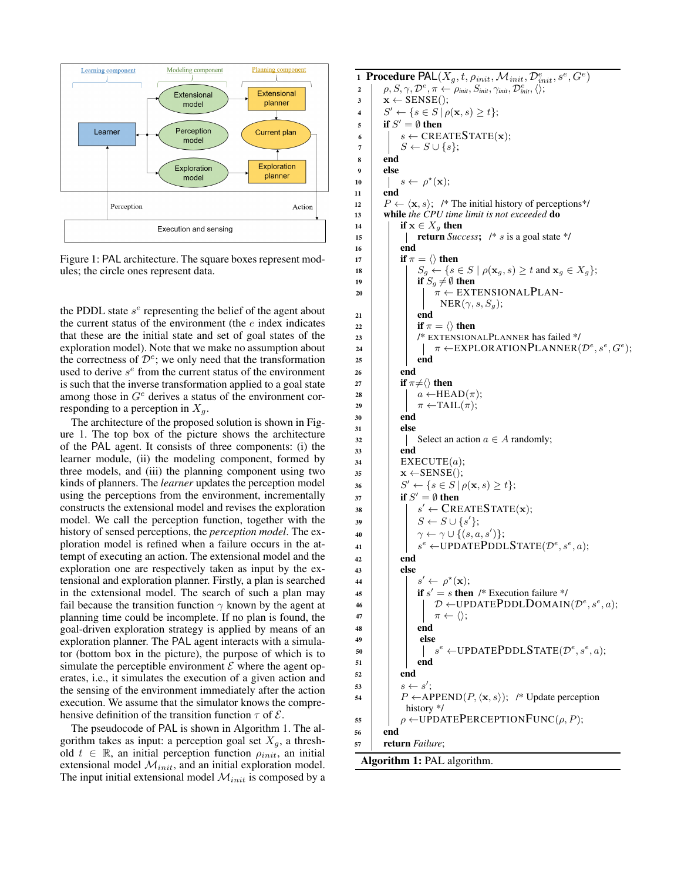Learning component | Modeling component | Planning component

Learner — Extensional model, Perception model, Exploration model — Extensional planner, Current plan, Exploration planner

Perception | Action

Execution and sensing

Figure 1: PAL architecture. The square boxes represent modules; the circle ones represent data.

the PDDL state $s^e$ representing the belief of the agent about the current status of the environment (the $e$ index indicates that these are the initial state and set of goal states of the exploration model). Note that we make no assumption about the correctness of $\mathcal{D}^e$; we only need that the transformation used to derive $s^e$ from the current status of the environment is such that the inverse transformation applied to a goal state among those in $G^e$ derives a status of the environment corresponding to a perception in $X_g$.

The architecture of the proposed solution is shown in Figure 1. The top box of the picture shows the architecture of the PAL agent. It consists of three components: (i) the learner module, (ii) the modeling component, formed by three models, and (iii) the planning component using two kinds of planners. The *learner* updates the perception model using the perceptions from the environment, incrementally constructs the extensional model and revises the exploration model. We call the perception function, together with the history of sensed perceptions, the *perception model*. The exploration model is refined when a failure occurs in the attempt of executing an action. The extensional model and the exploration one are respectively taken as input by the extensional and exploration planner. Firstly, a plan is searched in the extensional model. The search of such a plan may fail because the transition function $\gamma$ known by the agent at planning time could be incomplete. If no plan is found, the goal-driven exploration strategy is applied by means of an exploration planner. The PAL agent interacts with a simulator (bottom box in the picture), the purpose of which is to simulate the perceptible environment $\mathcal{E}$ where the agent operates, i.e., it simulates the execution of a given action and the sensing of the environment immediately after the action execution. We assume that the simulator knows the comprehensive definition of the transition function $\tau$ of $\mathcal{E}$.

The pseudocode of PAL is shown in Algorithm 1. The algorithm takes as input: a perception goal set $X_g$, a threshold $t \in \mathbb{R}$, an initial perception function $\rho_{init}$, an initial extensional model $\mathcal{M}_{init}$, and an initial exploration model. The input initial extensional model $\mathcal{M}_{init}$ is composed by a

```
1  Procedure PAL(X_g, t, ρ_init, M_init, D^e_init, s^e, G^e)
2      ρ, S, γ, D^e, π ← ρ_init, S_init, γ_init, D^e_init, ⟨⟩;
3      x ← SENSE();
4      S' ← {s ∈ S | ρ(x, s) ≥ t};
5      if S' = ∅ then
6          s ← CREATESTATE(x);
7          S ← S ∪ {s};
8      end
9      else
10         s ← ρ*(x);
11     end
12     P ← ⟨x, s⟩;  /* The initial history of perceptions */
13     while the CPU time limit is not exceeded do
14         if x ∈ X_g then
15             return Success;  /* s is a goal state */
16         end
17         if π = ⟨⟩ then
18             S_g ← {s ∈ S | ρ(x_g, s) ≥ t and x_g ∈ X_g};
19             if S_g ≠ ∅ then
20                 π ← EXTENSIONALPLANNER(γ, s, S_g);
21             end
22             if π = ⟨⟩ then
23             /* EXTENSIONALPLANNER has failed */
24                 π ← EXPLORATIONPLANNER(D^e, s^e, G^e);
25             end
26         end
27         if π ≠ ⟨⟩ then
28             a ← HEAD(π);
29             π ← TAIL(π);
30         end
31         else
32             Select an action a ∈ A randomly;
33         end
34         EXECUTE(a);
35         x ← SENSE();
36         S' ← {s ∈ S | ρ(x, s) ≥ t};
37         if S' = ∅ then
38             s' ← CREATESTATE(x);
39             S ← S ∪ {s'};
40             γ ← γ ∪ {(s, a, s')};
41             s^e ← UPDATEPDDLSTATE(D^e, s^e, a);
42         end
43         else
44             s' ← ρ*(x);
45             if s' = s then  /* Execution failure */
46                 D ← UPDATEPDDLDOMAIN(D^e, s^e, a);
47                 π ← ⟨⟩;
48             end
49             else
50                 s^e ← UPDATEPDDLSTATE(D^e, s^e, a);
51             end
52         end
53         s ← s';
54         P ← APPEND(P, ⟨x, s⟩);  /* Update perception
               history */
55         ρ ← UPDATEPERCEPTIONFUNC(ρ, P);
56     end
57     return Failure;
```

**Algorithm 1:** PAL algorithm.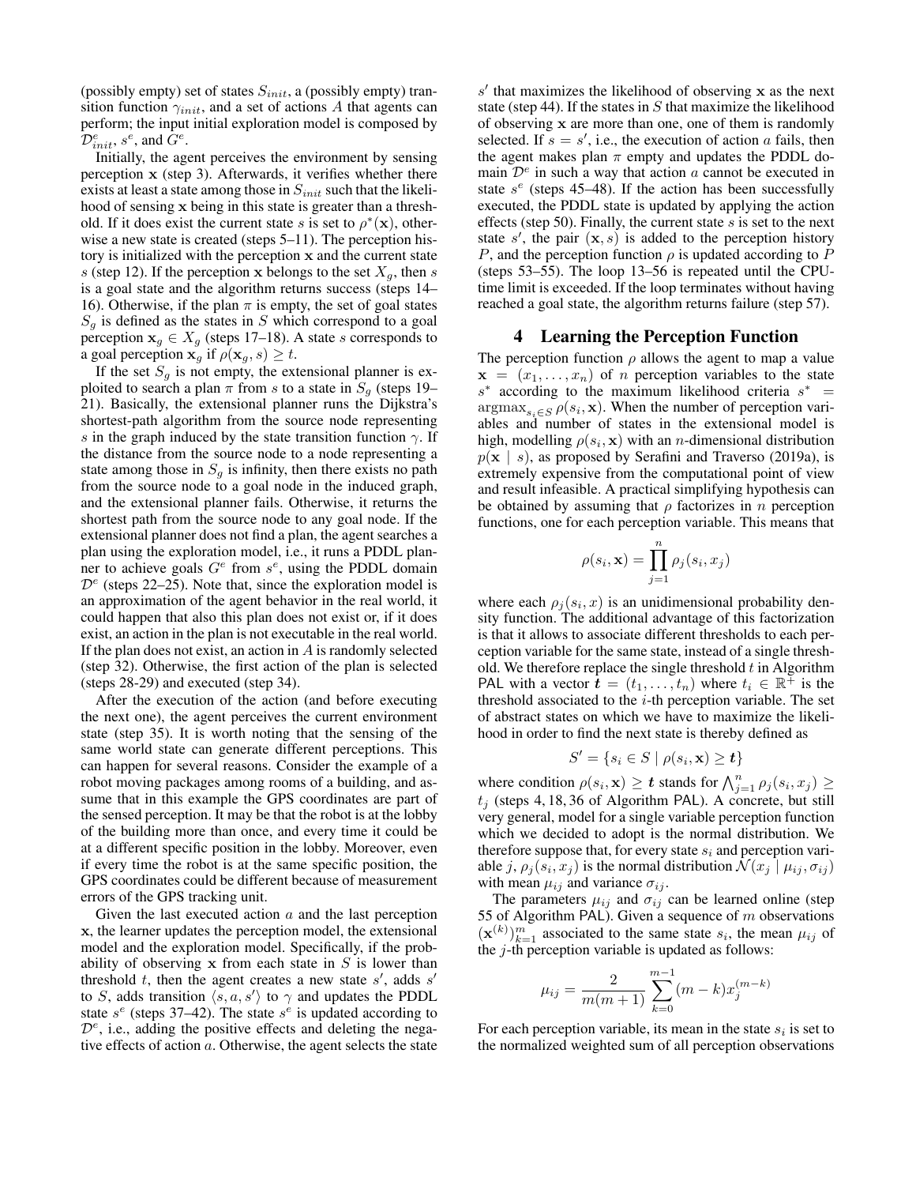(possibly empty) set of states $S_{init}$, a (possibly empty) transition function $\gamma_{init}$, and a set of actions $A$ that agents can perform; the input initial exploration model is composed by $\mathcal{D}^e_{init}$, $s^e$, and $G^e$.

Initially, the agent perceives the environment by sensing perception $\mathbf{x}$ (step 3). Afterwards, it verifies whether there exists at least a state among those in $S_{init}$ such that the likelihood of sensing $\mathbf{x}$ being in this state is greater than a threshold. If it does exist the current state $s$ is set to $\rho^*(\mathbf{x})$, otherwise a new state is created (steps 5–11). The perception history is initialized with the perception $\mathbf{x}$ and the current state $s$ (step 12). If the perception $\mathbf{x}$ belongs to the set $X_g$, then $s$ is a goal state and the algorithm returns success (steps 14–16). Otherwise, if the plan $\pi$ is empty, the set of goal states $S_g$ is defined as the states in $S$ which correspond to a goal perception $\mathbf{x}_g \in X_g$ (steps 17–18). A state $s$ corresponds to a goal perception $\mathbf{x}_g$ if $\rho(\mathbf{x}_g, s) \geq t$.

If the set $S_g$ is not empty, the extensional planner is exploited to search a plan $\pi$ from $s$ to a state in $S_g$ (steps 19–21). Basically, the extensional planner runs the Dijkstra's shortest-path algorithm from the source node representing $s$ in the graph induced by the state transition function $\gamma$. If the distance from the source node to a node representing a state among those in $S_g$ is infinity, then there exists no path from the source node to a goal node in the induced graph, and the extensional planner fails. Otherwise, it returns the shortest path from the source node to any goal node. If the extensional planner does not find a plan, the agent searches a plan using the exploration model, i.e., it runs a PDDL planner to achieve goals $G^e$ from $s^e$, using the PDDL domain $\mathcal{D}^e$ (steps 22–25). Note that, since the exploration model is an approximation of the agent behavior in the real world, it could happen that also this plan does not exist or, if it does exist, an action in the plan is not executable in the real world. If the plan does not exist, an action in $A$ is randomly selected (step 32). Otherwise, the first action of the plan is selected (steps 28-29) and executed (step 34).

After the execution of the action (and before executing the next one), the agent perceives the current environment state (step 35). It is worth noting that the sensing of the same world state can generate different perceptions. This can happen for several reasons. Consider the example of a robot moving packages among rooms of a building, and assume that in this example the GPS coordinates are part of the sensed perception. It may be that the robot is at the lobby of the building more than once, and every time it could be at a different specific position in the lobby. Moreover, even if every time the robot is at the same specific position, the GPS coordinates could be different because of measurement errors of the GPS tracking unit.

Given the last executed action $a$ and the last perception $\mathbf{x}$, the learner updates the perception model, the extensional model and the exploration model. Specifically, if the probability of observing $\mathbf{x}$ from each state in $S$ is lower than threshold $t$, then the agent creates a new state $s'$, adds $s'$ to $S$, adds transition $\langle s, a, s' \rangle$ to $\gamma$ and updates the PDDL state $s^e$ (steps 37–42). The state $s^e$ is updated according to $\mathcal{D}^e$, i.e., adding the positive effects and deleting the negative effects of action $a$. Otherwise, the agent selects the state $s'$ that maximizes the likelihood of observing $\mathbf{x}$ as the next state (step 44). If the states in $S$ that maximize the likelihood of observing $\mathbf{x}$ are more than one, one of them is randomly selected. If $s = s'$, i.e., the execution of action $a$ fails, then the agent makes plan $\pi$ empty and updates the PDDL domain $\mathcal{D}^e$ in such a way that action $a$ cannot be executed in state $s^e$ (steps 45–48). If the action has been successfully executed, the PDDL state is updated by applying the action effects (step 50). Finally, the current state $s$ is set to the next state $s'$, the pair $(\mathbf{x}, s)$ is added to the perception history $P$, and the perception function $\rho$ is updated according to $P$ (steps 53–55). The loop 13–56 is repeated until the CPU-time limit is exceeded. If the loop terminates without having reached a goal state, the algorithm returns failure (step 57).

## 4 Learning the Perception Function

The perception function $\rho$ allows the agent to map a value $\mathbf{x} = (x_1, \ldots, x_n)$ of $n$ perception variables to the state $s^*$ according to the maximum likelihood criteria $s^* = \operatorname{argmax}_{s_i \in S} \rho(s_i, \mathbf{x})$. When the number of perception variables and number of states in the extensional model is high, modelling $\rho(s_i, \mathbf{x})$ with an $n$-dimensional distribution $p(\mathbf{x} \mid s)$, as proposed by Serafini and Traverso (2019a), is extremely expensive from the computational point of view and result infeasible. A practical simplifying hypothesis can be obtained by assuming that $\rho$ factorizes in $n$ perception functions, one for each perception variable. This means that

$$\rho(s_i, \mathbf{x}) = \prod_{j=1}^{n} \rho_j(s_i, x_j)$$

where each $\rho_j(s_i, x)$ is an unidimensional probability density function. The additional advantage of this factorization is that it allows to associate different thresholds to each perception variable for the same state, instead of a single threshold. We therefore replace the single threshold $t$ in Algorithm PAL with a vector $\boldsymbol{t} = (t_1, \ldots, t_n)$ where $t_i \in \mathbb{R}^+$ is the threshold associated to the $i$-th perception variable. The set of abstract states on which we have to maximize the likelihood in order to find the next state is thereby defined as

$$S' = \{s_i \in S \mid \rho(s_i, \mathbf{x}) \geq \boldsymbol{t}\}$$

where condition $\rho(s_i, \mathbf{x}) \geq \boldsymbol{t}$ stands for $\bigwedge_{j=1}^{n} \rho_j(s_i, x_j) \geq t_j$ (steps 4, 18, 36 of Algorithm PAL). A concrete, but still very general, model for a single variable perception function which we decided to adopt is the normal distribution. We therefore suppose that, for every state $s_i$ and perception variable $j$, $\rho_j(s_i, x_j)$ is the normal distribution $\mathcal{N}(x_j \mid \mu_{ij}, \sigma_{ij})$ with mean $\mu_{ij}$ and variance $\sigma_{ij}$.

The parameters $\mu_{ij}$ and $\sigma_{ij}$ can be learned online (step 55 of Algorithm PAL). Given a sequence of $m$ observations $(\mathbf{x}^{(k)})_{k=1}^{m}$ associated to the same state $s_i$, the mean $\mu_{ij}$ of the $j$-th perception variable is updated as follows:

$$\mu_{ij} = \frac{2}{m(m+1)} \sum_{k=0}^{m-1} (m-k) x_j^{(m-k)}$$

For each perception variable, its mean in the state $s_i$ is set to the normalized weighted sum of all perception observations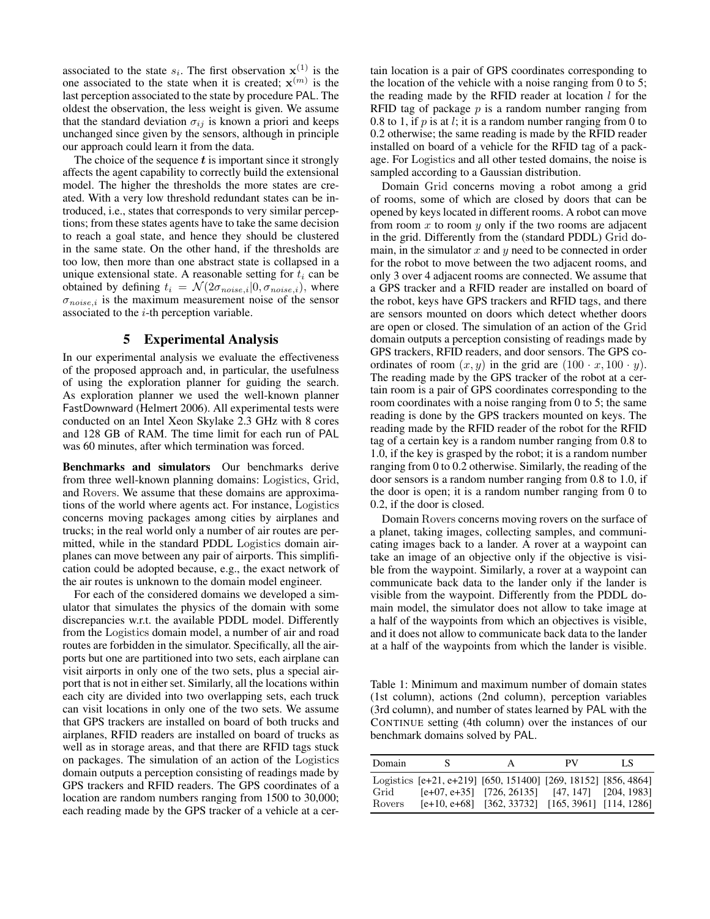associated to the state $s_i$. The first observation $\mathbf{x}^{(1)}$ is the one associated to the state when it is created; $\mathbf{x}^{(m)}$ is the last perception associated to the state by procedure PAL. The oldest the observation, the less weight is given. We assume that the standard deviation $\sigma_{ij}$ is known a priori and keeps unchanged since given by the sensors, although in principle our approach could learn it from the data.

The choice of the sequence $\boldsymbol{t}$ is important since it strongly affects the agent capability to correctly build the extensional model. The higher the thresholds the more states are created. With a very low threshold redundant states can be introduced, i.e., states that corresponds to very similar perceptions; from these states agents have to take the same decision to reach a goal state, and hence they should be clustered in the same state. On the other hand, if the thresholds are too low, then more than one abstract state is collapsed in a unique extensional state. A reasonable setting for $t_i$ can be obtained by defining $t_i = \mathcal{N}(2\sigma_{noise,i}|0, \sigma_{noise,i})$, where $\sigma_{noise,i}$ is the maximum measurement noise of the sensor associated to the $i$-th perception variable.

## 5 Experimental Analysis

In our experimental analysis we evaluate the effectiveness of the proposed approach and, in particular, the usefulness of using the exploration planner for guiding the search. As exploration planner we used the well-known planner FastDownward (Helmert 2006). All experimental tests were conducted on an Intel Xeon Skylake 2.3 GHz with 8 cores and 128 GB of RAM. The time limit for each run of PAL was 60 minutes, after which termination was forced.

**Benchmarks and simulators** Our benchmarks derive from three well-known planning domains: Logistics, Grid, and Rovers. We assume that these domains are approximations of the world where agents act. For instance, Logistics concerns moving packages among cities by airplanes and trucks; in the real world only a number of air routes are permitted, while in the standard PDDL Logistics domain airplanes can move between any pair of airports. This simplification could be adopted because, e.g., the exact network of the air routes is unknown to the domain model engineer.

For each of the considered domains we developed a simulator that simulates the physics of the domain with some discrepancies w.r.t. the available PDDL model. Differently from the Logistics domain model, a number of air and road routes are forbidden in the simulator. Specifically, all the airports but one are partitioned into two sets, each airplane can visit airports in only one of the two sets, plus a special airport that is not in either set. Similarly, all the locations within each city are divided into two overlapping sets, each truck can visit locations in only one of the two sets. We assume that GPS trackers are installed on board of both trucks and airplanes, RFID readers are installed on board of trucks as well as in storage areas, and that there are RFID tags stuck on packages. The simulation of an action of the Logistics domain outputs a perception consisting of readings made by GPS trackers and RFID readers. The GPS coordinates of a location are random numbers ranging from 1500 to 30,000; each reading made by the GPS tracker of a vehicle at a certain location is a pair of GPS coordinates corresponding to the location of the vehicle with a noise ranging from 0 to 5; the reading made by the RFID reader at location $l$ for the RFID tag of package $p$ is a random number ranging from 0.8 to 1, if $p$ is at $l$; it is a random number ranging from 0 to 0.2 otherwise; the same reading is made by the RFID reader installed on board of a vehicle for the RFID tag of a package. For Logistics and all other tested domains, the noise is sampled according to a Gaussian distribution.

Domain Grid concerns moving a robot among a grid of rooms, some of which are closed by doors that can be opened by keys located in different rooms. A robot can move from room $x$ to room $y$ only if the two rooms are adjacent in the grid. Differently from the (standard PDDL) Grid domain, in the simulator $x$ and $y$ need to be connected in order for the robot to move between the two adjacent rooms, and only 3 over 4 adjacent rooms are connected. We assume that a GPS tracker and a RFID reader are installed on board of the robot, keys have GPS trackers and RFID tags, and there are sensors mounted on doors which detect whether doors are open or closed. The simulation of an action of the Grid domain outputs a perception consisting of readings made by GPS trackers, RFID readers, and door sensors. The GPS coordinates of room $(x, y)$ in the grid are $(100 \cdot x, 100 \cdot y)$. The reading made by the GPS tracker of the robot at a certain room is a pair of GPS coordinates corresponding to the room coordinates with a noise ranging from 0 to 5; the same reading is done by the GPS trackers mounted on keys. The reading made by the RFID reader of the robot for the RFID tag of a certain key is a random number ranging from 0.8 to 1.0, if the key is grasped by the robot; it is a random number ranging from 0 to 0.2 otherwise. Similarly, the reading of the door sensors is a random number ranging from 0.8 to 1.0, if the door is open; it is a random number ranging from 0 to 0.2, if the door is closed.

Domain Rovers concerns moving rovers on the surface of a planet, taking images, collecting samples, and communicating images back to a lander. A rover at a waypoint can take an image of an objective only if the objective is visible from the waypoint. Similarly, a rover at a waypoint can communicate back data to the lander only if the lander is visible from the waypoint. Differently from the PDDL domain model, the simulator does not allow to take image at a half of the waypoints from which an objectives is visible, and it does not allow to communicate back data to the lander at a half of the waypoints from which the lander is visible.

Table 1: Minimum and maximum number of domain states (1st column), actions (2nd column), perception variables (3rd column), and number of states learned by PAL with the CONTINUE setting (4th column) over the instances of our benchmark domains solved by PAL.

| Domain | S | A | PV | LS |
|---|---|---|---|---|
| Logistics | [e+21, e+219] | [650, 151400] | [269, 18152] | [856, 4864] |
| Grid | [e+07, e+35] | [726, 26135] | [47, 147] | [204, 1983] |
| Rovers | [e+10, e+68] | [362, 33732] | [165, 3961] | [114, 1286] |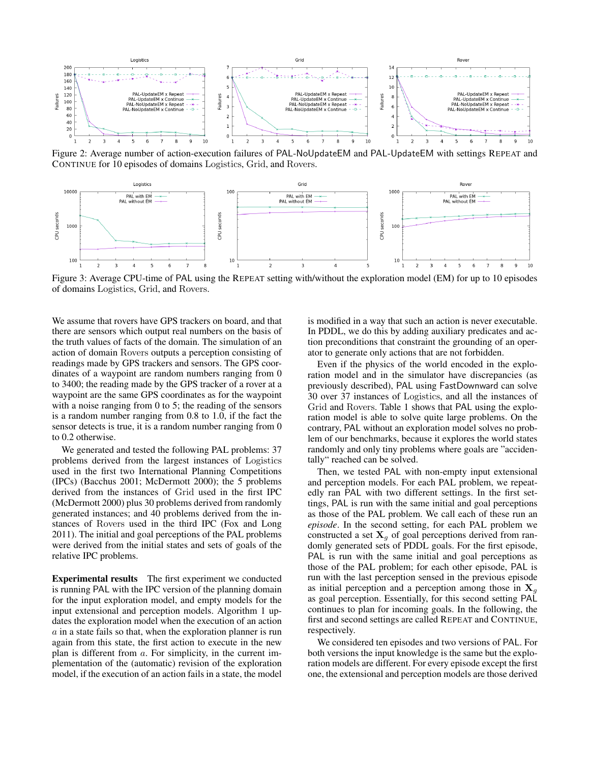Figure 2: Average number of action-execution failures of PAL-NoUpdateEM and PAL-UpdateEM with settings REPEAT and CONTINUE for 10 episodes of domains Logistics, Grid, and Rovers.

Figure 3: Average CPU-time of PAL using the REPEAT setting with/without the exploration model (EM) for up to 10 episodes of domains Logistics, Grid, and Rovers.

We assume that rovers have GPS trackers on board, and that there are sensors which output real numbers on the basis of the truth values of facts of the domain. The simulation of an action of domain Rovers outputs a perception consisting of readings made by GPS trackers and sensors. The GPS coordinates of a waypoint are random numbers ranging from 0 to 3400; the reading made by the GPS tracker of a rover at a waypoint are the same GPS coordinates as for the waypoint with a noise ranging from 0 to 5; the reading of the sensors is a random number ranging from 0.8 to 1.0, if the fact the sensor detects is true, it is a random number ranging from 0 to 0.2 otherwise.

We generated and tested the following PAL problems: 37 problems derived from the largest instances of Logistics used in the first two International Planning Competitions (IPCs) (Bacchus 2001; McDermott 2000); the 5 problems derived from the instances of Grid used in the first IPC (McDermott 2000) plus 30 problems derived from randomly generated instances; and 40 problems derived from the instances of Rovers used in the third IPC (Fox and Long 2011). The initial and goal perceptions of the PAL problems were derived from the initial states and sets of goals of the relative IPC problems.

**Experimental results** The first experiment we conducted is running PAL with the IPC version of the planning domain for the input exploration model, and empty models for the input extensional and perception models. Algorithm 1 updates the exploration model when the execution of an action $a$ in a state fails so that, when the exploration planner is run again from this state, the first action to execute in the new plan is different from $a$. For simplicity, in the current implementation of the (automatic) revision of the exploration model, if the execution of an action fails in a state, the model is modified in a way that such an action is never executable. In PDDL, we do this by adding auxiliary predicates and action preconditions that constraint the grounding of an operator to generate only actions that are not forbidden.

Even if the physics of the world encoded in the exploration model and in the simulator have discrepancies (as previously described), PAL using FastDownward can solve 30 over 37 instances of Logistics, and all the instances of Grid and Rovers. Table 1 shows that PAL using the exploration model is able to solve quite large problems. On the contrary, PAL without an exploration model solves no problem of our benchmarks, because it explores the world states randomly and only tiny problems where goals are "accidentally" reached can be solved.

Then, we tested PAL with non-empty input extensional and perception models. For each PAL problem, we repeatedly ran PAL with two different settings. In the first settings, PAL is run with the same initial and goal perceptions as those of the PAL problem. We call each of these run an *episode*. In the second setting, for each PAL problem we constructed a set $\mathbf{X}_g$ of goal perceptions derived from randomly generated sets of PDDL goals. For the first episode, PAL is run with the same initial and goal perceptions as those of the PAL problem; for each other episode, PAL is run with the last perception sensed in the previous episode as initial perception and a perception among those in $\mathbf{X}_g$ as goal perception. Essentially, for this second setting PAL continues to plan for incoming goals. In the following, the first and second settings are called REPEAT and CONTINUE, respectively.

We considered ten episodes and two versions of PAL. For both versions the input knowledge is the same but the exploration models are different. For every episode except the first one, the extensional and perception models are those derived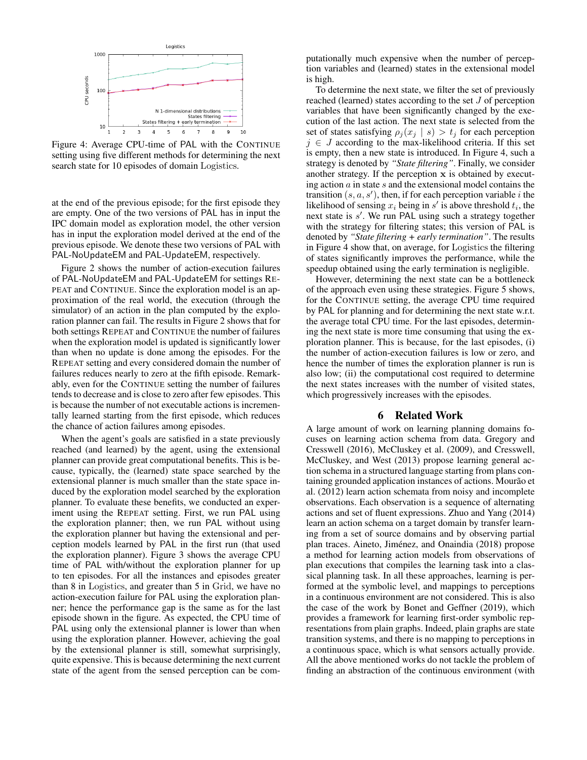Figure 4: Average CPU-time of PAL with the CONTINUE setting using five different methods for determining the next search state for 10 episodes of domain Logistics.

at the end of the previous episode; for the first episode they are empty. One of the two versions of PAL has in input the IPC domain model as exploration model, the other version has in input the exploration model derived at the end of the previous episode. We denote these two versions of PAL with PAL-NoUpdateEM and PAL-UpdateEM, respectively.

Figure 2 shows the number of action-execution failures of PAL-NoUpdateEM and PAL-UpdateEM for settings REPEAT and CONTINUE. Since the exploration model is an approximation of the real world, the execution (through the simulator) of an action in the plan computed by the exploration planner can fail. The results in Figure 2 shows that for both settings REPEAT and CONTINUE the number of failures when the exploration model is updated is significantly lower than when no update is done among the episodes. For the REPEAT setting and every considered domain the number of failures reduces nearly to zero at the fifth episode. Remarkably, even for the CONTINUE setting the number of failures tends to decrease and is close to zero after few episodes. This is because the number of not executable actions is incrementally learned starting from the first episode, which reduces the chance of action failures among episodes.

When the agent's goals are satisfied in a state previously reached (and learned) by the agent, using the extensional planner can provide great computational benefits. This is because, typically, the (learned) state space searched by the extensional planner is much smaller than the state space induced by the exploration model searched by the exploration planner. To evaluate these benefits, we conducted an experiment using the REPEAT setting. First, we run PAL using the exploration planner; then, we run PAL without using the exploration planner but having the extensional and perception models learned by PAL in the first run (that used the exploration planner). Figure 3 shows the average CPU time of PAL with/without the exploration planner for up to ten episodes. For all the instances and episodes greater than 8 in Logistics, and greater than 5 in Grid, we have no action-execution failure for PAL using the exploration planner; hence the performance gap is the same as for the last episode shown in the figure. As expected, the CPU time of PAL using only the extensional planner is lower than when using the exploration planner. However, achieving the goal by the extensional planner is still, somewhat surprisingly, quite expensive. This is because determining the next current state of the agent from the sensed perception can be computationally much expensive when the number of perception variables and (learned) states in the extensional model is high.

To determine the next state, we filter the set of previously reached (learned) states according to the set $J$ of perception variables that have been significantly changed by the execution of the last action. The next state is selected from the set of states satisfying $\rho_j(x_j \mid s) > t_j$ for each perception $j \in J$ according to the max-likelihood criteria. If this set is empty, then a new state is introduced. In Figure 4, such a strategy is denoted by *"State filtering"*. Finally, we consider another strategy. If the perception $\mathbf{x}$ is obtained by executing action $a$ in state $s$ and the extensional model contains the transition $(s, a, s')$, then, if for each perception variable $i$ the likelihood of sensing $x_i$ being in $s'$ is above threshold $t_i$, the next state is $s'$. We run PAL using such a strategy together with the strategy for filtering states; this version of PAL is denoted by *"State filtering + early termination"*. The results in Figure 4 show that, on average, for Logistics the filtering of states significantly improves the performance, while the speedup obtained using the early termination is negligible.

However, determining the next state can be a bottleneck of the approach even using these strategies. Figure 5 shows, for the CONTINUE setting, the average CPU time required by PAL for planning and for determining the next state w.r.t. the average total CPU time. For the last episodes, determining the next state is more time consuming that using the exploration planner. This is because, for the last episodes, (i) the number of action-execution failures is low or zero, and hence the number of times the exploration planner is run is also low; (ii) the computational cost required to determine the next states increases with the number of visited states, which progressively increases with the episodes.

## 6 Related Work

A large amount of work on learning planning domains focuses on learning action schema from data. Gregory and Cresswell (2016), McCluskey et al. (2009), and Cresswell, McCluskey, and West (2013) propose learning general action schema in a structured language starting from plans containing grounded application instances of actions. Mourão et al. (2012) learn action schemata from noisy and incomplete observations. Each observation is a sequence of alternating actions and set of fluent expressions. Zhuo and Yang (2014) learn an action schema on a target domain by transfer learning from a set of source domains and by observing partial plan traces. Aineto, Jiménez, and Onaindia (2018) propose a method for learning action models from observations of plan executions that compiles the learning task into a classical planning task. In all these approaches, learning is performed at the symbolic level, and mappings to perceptions in a continuous environment are not considered. This is also the case of the work by Bonet and Geffner (2019), which provides a framework for learning first-order symbolic representations from plain graphs. Indeed, plain graphs are state transition systems, and there is no mapping to perceptions in a continuous space, which is what sensors actually provide. All the above mentioned works do not tackle the problem of finding an abstraction of the continuous environment (with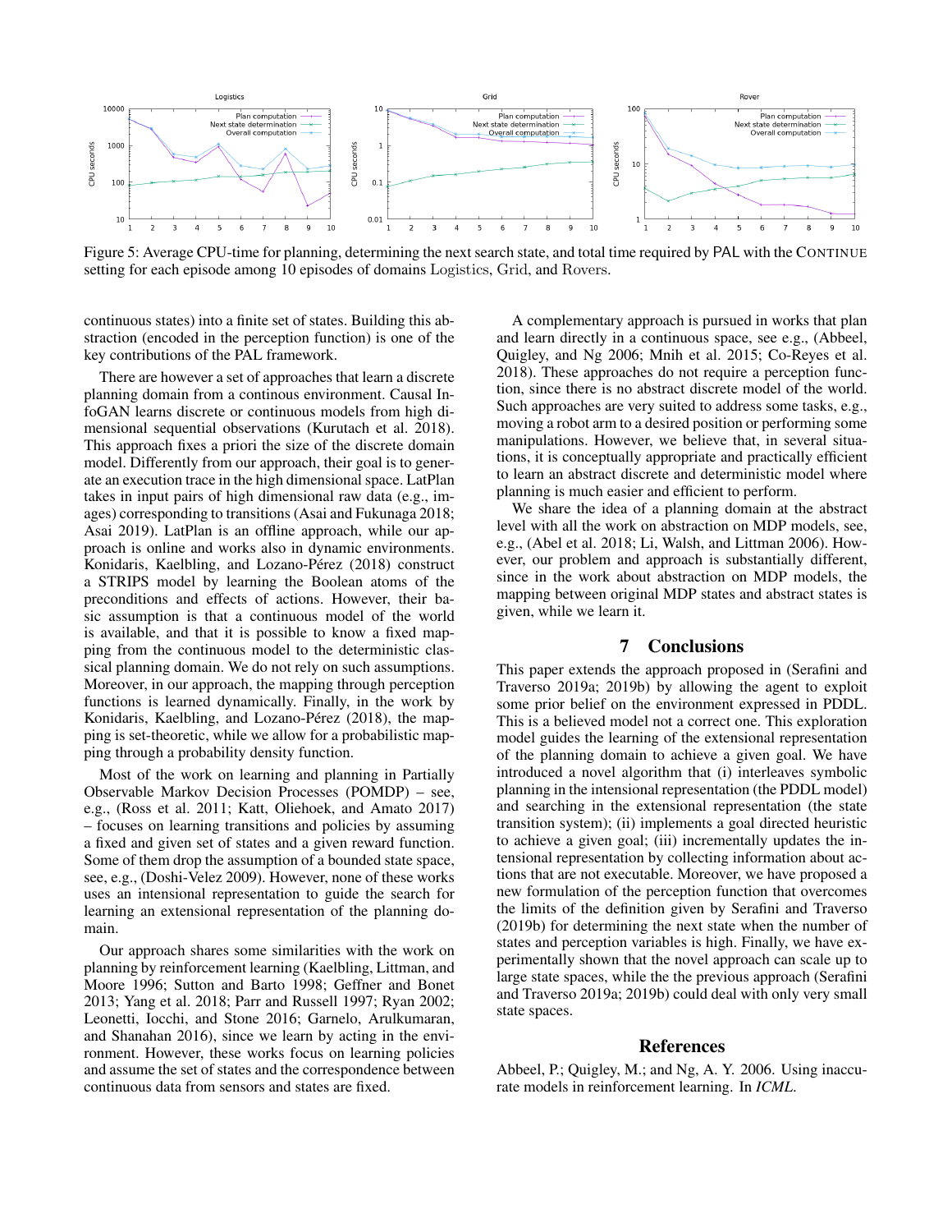Figure 5: Average CPU-time for planning, determining the next search state, and total time required by PAL with the CONTINUE setting for each episode among 10 episodes of domains Logistics, Grid, and Rovers.

continuous states) into a finite set of states. Building this abstraction (encoded in the perception function) is one of the key contributions of the PAL framework.

There are however a set of approaches that learn a discrete planning domain from a continous environment. Causal InfoGAN learns discrete or continuous models from high dimensional sequential observations (Kurutach et al. 2018). This approach fixes a priori the size of the discrete domain model. Differently from our approach, their goal is to generate an execution trace in the high dimensional space. LatPlan takes in input pairs of high dimensional raw data (e.g., images) corresponding to transitions (Asai and Fukunaga 2018; Asai 2019). LatPlan is an offline approach, while our approach is online and works also in dynamic environments. Konidaris, Kaelbling, and Lozano-Pérez (2018) construct a STRIPS model by learning the Boolean atoms of the preconditions and effects of actions. However, their basic assumption is that a continuous model of the world is available, and that it is possible to know a fixed mapping from the continuous model to the deterministic classical planning domain. We do not rely on such assumptions. Moreover, in our approach, the mapping through perception functions is learned dynamically. Finally, in the work by Konidaris, Kaelbling, and Lozano-Pérez (2018), the mapping is set-theoretic, while we allow for a probabilistic mapping through a probability density function.

Most of the work on learning and planning in Partially Observable Markov Decision Processes (POMDP) – see, e.g., (Ross et al. 2011; Katt, Oliehoek, and Amato 2017) – focuses on learning transitions and policies by assuming a fixed and given set of states and a given reward function. Some of them drop the assumption of a bounded state space, see, e.g., (Doshi-Velez 2009). However, none of these works uses an intensional representation to guide the search for learning an extensional representation of the planning domain.

Our approach shares some similarities with the work on planning by reinforcement learning (Kaelbling, Littman, and Moore 1996; Sutton and Barto 1998; Geffner and Bonet 2013; Yang et al. 2018; Parr and Russell 1997; Ryan 2002; Leonetti, Iocchi, and Stone 2016; Garnelo, Arulkumaran, and Shanahan 2016), since we learn by acting in the environment. However, these works focus on learning policies and assume the set of states and the correspondence between continuous data from sensors and states are fixed.

A complementary approach is pursued in works that plan and learn directly in a continuous space, see e.g., (Abbeel, Quigley, and Ng 2006; Mnih et al. 2015; Co-Reyes et al. 2018). These approaches do not require a perception function, since there is no abstract discrete model of the world. Such approaches are very suited to address some tasks, e.g., moving a robot arm to a desired position or performing some manipulations. However, we believe that, in several situations, it is conceptually appropriate and practically efficient to learn an abstract discrete and deterministic model where planning is much easier and efficient to perform.

We share the idea of a planning domain at the abstract level with all the work on abstraction on MDP models, see, e.g., (Abel et al. 2018; Li, Walsh, and Littman 2006). However, our problem and approach is substantially different, since in the work about abstraction on MDP models, the mapping between original MDP states and abstract states is given, while we learn it.

## 7 Conclusions

This paper extends the approach proposed in (Serafini and Traverso 2019a; 2019b) by allowing the agent to exploit some prior belief on the environment expressed in PDDL. This is a believed model not a correct one. This exploration model guides the learning of the extensional representation of the planning domain to achieve a given goal. We have introduced a novel algorithm that (i) interleaves symbolic planning in the intensional representation (the PDDL model) and searching in the extensional representation (the state transition system); (ii) implements a goal directed heuristic to achieve a given goal; (iii) incrementally updates the intensional representation by collecting information about actions that are not executable. Moreover, we have proposed a new formulation of the perception function that overcomes the limits of the definition given by Serafini and Traverso (2019b) for determining the next state when the number of states and perception variables is high. Finally, we have experimentally shown that the novel approach can scale up to large state spaces, while the the previous approach (Serafini and Traverso 2019a; 2019b) could deal with only very small state spaces.

## References

Abbeel, P.; Quigley, M.; and Ng, A. Y. 2006. Using inaccurate models in reinforcement learning. In *ICML*.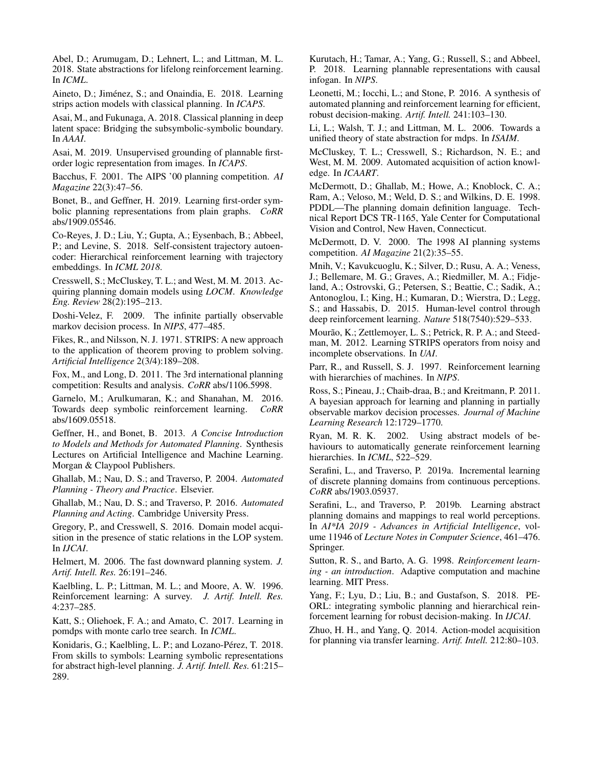Abel, D.; Arumugam, D.; Lehnert, L.; and Littman, M. L. 2018. State abstractions for lifelong reinforcement learning. In *ICML*.

Aineto, D.; Jiménez, S.; and Onaindia, E. 2018. Learning strips action models with classical planning. In *ICAPS*.

Asai, M., and Fukunaga, A. 2018. Classical planning in deep latent space: Bridging the subsymbolic-symbolic boundary. In *AAAI*.

Asai, M. 2019. Unsupervised grounding of plannable first-order logic representation from images. In *ICAPS*.

Bacchus, F. 2001. The AIPS '00 planning competition. *AI Magazine* 22(3):47–56.

Bonet, B., and Geffner, H. 2019. Learning first-order symbolic planning representations from plain graphs. *CoRR* abs/1909.05546.

Co-Reyes, J. D.; Liu, Y.; Gupta, A.; Eysenbach, B.; Abbeel, P.; and Levine, S. 2018. Self-consistent trajectory autoencoder: Hierarchical reinforcement learning with trajectory embeddings. In *ICML 2018*.

Cresswell, S.; McCluskey, T. L.; and West, M. M. 2013. Acquiring planning domain models using *LOCM*. *Knowledge Eng. Review* 28(2):195–213.

Doshi-Velez, F. 2009. The infinite partially observable markov decision process. In *NIPS*, 477–485.

Fikes, R., and Nilsson, N. J. 1971. STRIPS: A new approach to the application of theorem proving to problem solving. *Artificial Intelligence* 2(3/4):189–208.

Fox, M., and Long, D. 2011. The 3rd international planning competition: Results and analysis. *CoRR* abs/1106.5998.

Garnelo, M.; Arulkumaran, K.; and Shanahan, M. 2016. Towards deep symbolic reinforcement learning. *CoRR* abs/1609.05518.

Geffner, H., and Bonet, B. 2013. *A Concise Introduction to Models and Methods for Automated Planning*. Synthesis Lectures on Artificial Intelligence and Machine Learning. Morgan & Claypool Publishers.

Ghallab, M.; Nau, D. S.; and Traverso, P. 2004. *Automated Planning - Theory and Practice*. Elsevier.

Ghallab, M.; Nau, D. S.; and Traverso, P. 2016. *Automated Planning and Acting*. Cambridge University Press.

Gregory, P., and Cresswell, S. 2016. Domain model acquisition in the presence of static relations in the LOP system. In *IJCAI*.

Helmert, M. 2006. The fast downward planning system. *J. Artif. Intell. Res.* 26:191–246.

Kaelbling, L. P.; Littman, M. L.; and Moore, A. W. 1996. Reinforcement learning: A survey. *J. Artif. Intell. Res.* 4:237–285.

Katt, S.; Oliehoek, F. A.; and Amato, C. 2017. Learning in pomdps with monte carlo tree search. In *ICML*.

Konidaris, G.; Kaelbling, L. P.; and Lozano-Pérez, T. 2018. From skills to symbols: Learning symbolic representations for abstract high-level planning. *J. Artif. Intell. Res.* 61:215–289.

Kurutach, H.; Tamar, A.; Yang, G.; Russell, S.; and Abbeel, P. 2018. Learning plannable representations with causal infogan. In *NIPS*.

Leonetti, M.; Iocchi, L.; and Stone, P. 2016. A synthesis of automated planning and reinforcement learning for efficient, robust decision-making. *Artif. Intell.* 241:103–130.

Li, L.; Walsh, T. J.; and Littman, M. L. 2006. Towards a unified theory of state abstraction for mdps. In *ISAIM*.

McCluskey, T. L.; Cresswell, S.; Richardson, N. E.; and West, M. M. 2009. Automated acquisition of action knowledge. In *ICAART*.

McDermott, D.; Ghallab, M.; Howe, A.; Knoblock, C. A.; Ram, A.; Veloso, M.; Weld, D. S.; and Wilkins, D. E. 1998. PDDL—The planning domain definition language. Technical Report DCS TR-1165, Yale Center for Computational Vision and Control, New Haven, Connecticut.

McDermott, D. V. 2000. The 1998 AI planning systems competition. *AI Magazine* 21(2):35–55.

Mnih, V.; Kavukcuoglu, K.; Silver, D.; Rusu, A. A.; Veness, J.; Bellemare, M. G.; Graves, A.; Riedmiller, M. A.; Fidjeland, A.; Ostrovski, G.; Petersen, S.; Beattie, C.; Sadik, A.; Antonoglou, I.; King, H.; Kumaran, D.; Wierstra, D.; Legg, S.; and Hassabis, D. 2015. Human-level control through deep reinforcement learning. *Nature* 518(7540):529–533.

Mourão, K.; Zettlemoyer, L. S.; Petrick, R. P. A.; and Steedman, M. 2012. Learning STRIPS operators from noisy and incomplete observations. In *UAI*.

Parr, R., and Russell, S. J. 1997. Reinforcement learning with hierarchies of machines. In *NIPS*.

Ross, S.; Pineau, J.; Chaib-draa, B.; and Kreitmann, P. 2011. A bayesian approach for learning and planning in partially observable markov decision processes. *Journal of Machine Learning Research* 12:1729–1770.

Ryan, M. R. K. 2002. Using abstract models of behaviours to automatically generate reinforcement learning hierarchies. In *ICML*, 522–529.

Serafini, L., and Traverso, P. 2019a. Incremental learning of discrete planning domains from continuous perceptions. *CoRR* abs/1903.05937.

Serafini, L., and Traverso, P. 2019b. Learning abstract planning domains and mappings to real world perceptions. In *AI\*IA 2019 - Advances in Artificial Intelligence*, volume 11946 of *Lecture Notes in Computer Science*, 461–476. Springer.

Sutton, R. S., and Barto, A. G. 1998. *Reinforcement learning - an introduction*. Adaptive computation and machine learning. MIT Press.

Yang, F.; Lyu, D.; Liu, B.; and Gustafson, S. 2018. PEORL: integrating symbolic planning and hierarchical reinforcement learning for robust decision-making. In *IJCAI*.

Zhuo, H. H., and Yang, Q. 2014. Action-model acquisition for planning via transfer learning. *Artif. Intell.* 212:80–103.